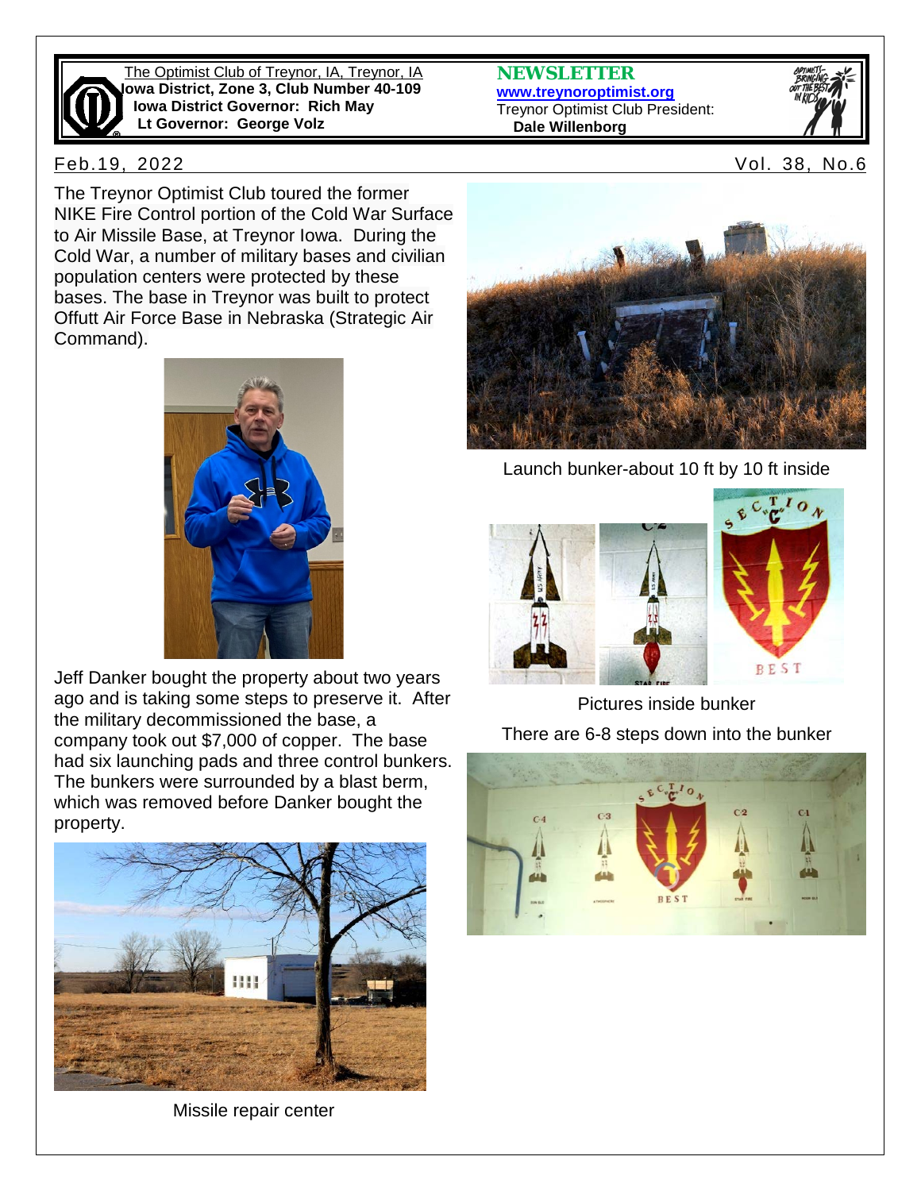The Optimist Club of Treynor, IA, Treynor, IA
**Iowa District, Zone 3, Club Number 40-109**
**Iowa District Governor: Rich May**
**Lt Governor: George Volz**

**NEWSLETTER**
**www.treynoroptimist.org**
Treynor Optimist Club President:
**Dale Willenborg**

Feb.19, 2022 — Vol. 38, No.6

The Treynor Optimist Club toured the former NIKE Fire Control portion of the Cold War Surface to Air Missile Base, at Treynor Iowa. During the Cold War, a number of military bases and civilian population centers were protected by these bases. The base in Treynor was built to protect Offutt Air Force Base in Nebraska (Strategic Air Command).

Jeff Danker bought the property about two years ago and is taking some steps to preserve it. After the military decommissioned the base, a company took out $7,000 of copper. The base had six launching pads and three control bunkers. The bunkers were surrounded by a blast berm, which was removed before Danker bought the property.

Missile repair center

Launch bunker-about 10 ft by 10 ft inside

Pictures inside bunker

There are 6-8 steps down into the bunker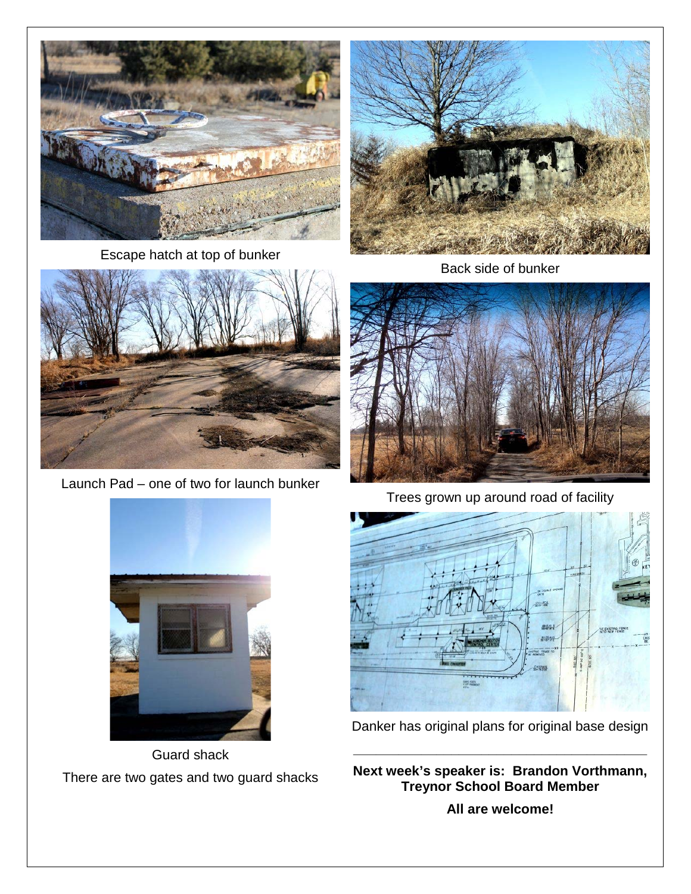Escape hatch at top of bunker

Back side of bunker

Launch Pad – one of two for launch bunker

Trees grown up around road of facility

Guard shack

There are two gates and two guard shacks

Danker has original plans for original base design

---

**Next week's speaker is: Brandon Vorthmann, Treynor School Board Member**

**All are welcome!**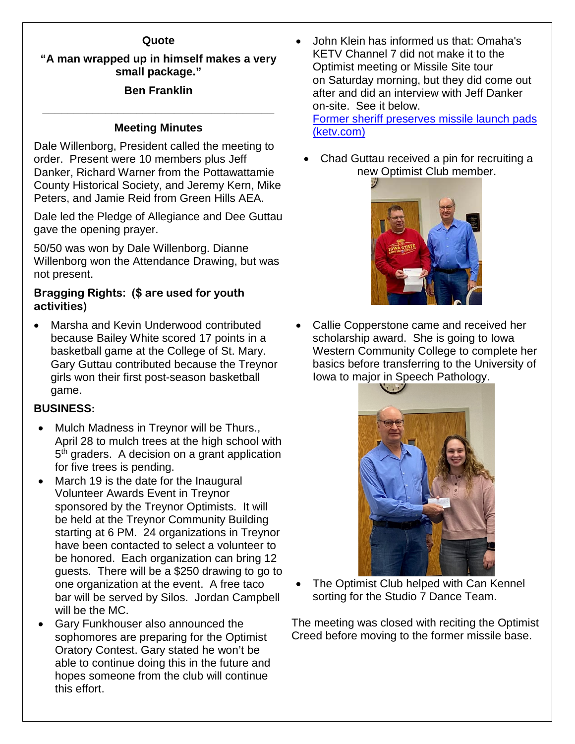**Quote**

**"A man wrapped up in himself makes a very small package."**

**Ben Franklin**

---

## Meeting Minutes

Dale Willenborg, President called the meeting to order. Present were 10 members plus Jeff Danker, Richard Warner from the Pottawattamie County Historical Society, and Jeremy Kern, Mike Peters, and Jamie Reid from Green Hills AEA.

Dale led the Pledge of Allegiance and Dee Guttau gave the opening prayer.

50/50 was won by Dale Willenborg. Dianne Willenborg won the Attendance Drawing, but was not present.

**Bragging Rights: ($ are used for youth activities)**

- Marsha and Kevin Underwood contributed because Bailey White scored 17 points in a basketball game at the College of St. Mary. Gary Guttau contributed because the Treynor girls won their first post-season basketball game.

**BUSINESS:**

- Mulch Madness in Treynor will be Thurs., April 28 to mulch trees at the high school with 5th graders. A decision on a grant application for five trees is pending.
- March 19 is the date for the Inaugural Volunteer Awards Event in Treynor sponsored by the Treynor Optimists. It will be held at the Treynor Community Building starting at 6 PM. 24 organizations in Treynor have been contacted to select a volunteer to be honored. Each organization can bring 12 guests. There will be a $250 drawing to go to one organization at the event. A free taco bar will be served by Silos. Jordan Campbell will be the MC.
- Gary Funkhouser also announced the sophomores are preparing for the Optimist Oratory Contest. Gary stated he won't be able to continue doing this in the future and hopes someone from the club will continue this effort.
- John Klein has informed us that: Omaha's KETV Channel 7 did not make it to the Optimist meeting or Missile Site tour on Saturday morning, but they did come out after and did an interview with Jeff Danker on-site. See it below. [Former sheriff preserves missile launch pads (ketv.com)]
- Chad Guttau received a pin for recruiting a new Optimist Club member.
- Callie Copperstone came and received her scholarship award. She is going to Iowa Western Community College to complete her basics before transferring to the University of Iowa to major in Speech Pathology.
- The Optimist Club helped with Can Kennel sorting for the Studio 7 Dance Team.

The meeting was closed with reciting the Optimist Creed before moving to the former missile base.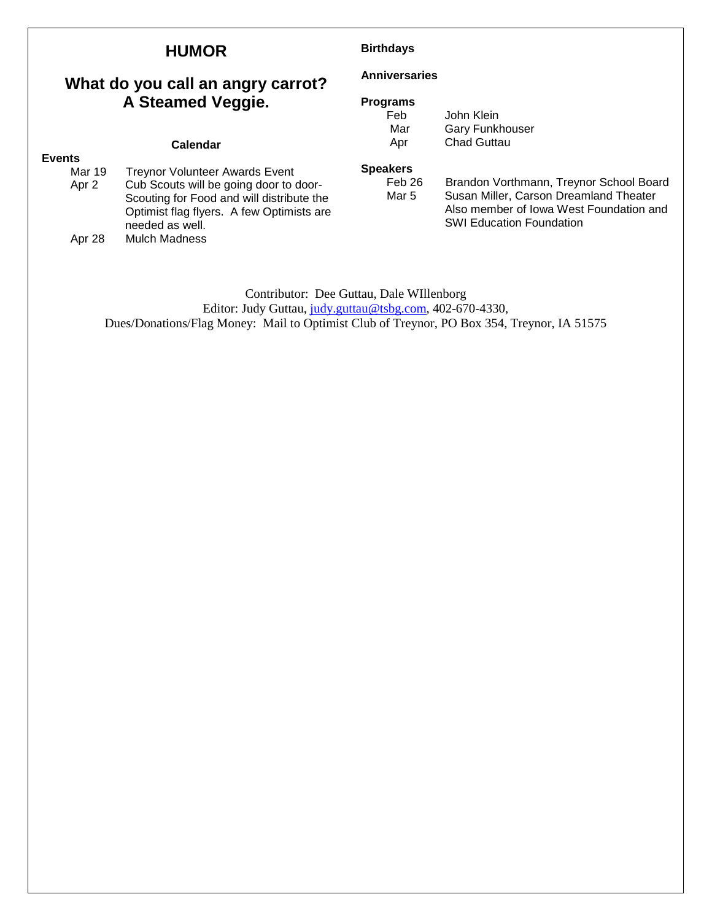## HUMOR

### What do you call an angry carrot?
### A Steamed Veggie.

### Calendar

**Events**

| | |
|---|---|
| Mar 19 | Treynor Volunteer Awards Event |
| Apr 2 | Cub Scouts will be going door to door-Scouting for Food and will distribute the Optimist flag flyers. A few Optimists are needed as well. |
| Apr 28 | Mulch Madness |

**Birthdays**

**Anniversaries**

**Programs**

| | |
|---|---|
| Feb | John Klein |
| Mar | Gary Funkhouser |
| Apr | Chad Guttau |

**Speakers**

| | |
|---|---|
| Feb 26 | Brandon Vorthmann, Treynor School Board |
| Mar 5 | Susan Miller, Carson Dreamland Theater Also member of Iowa West Foundation and SWI Education Foundation |

Contributor: Dee Guttau, Dale WIllenborg
Editor: Judy Guttau, judy.guttau@tsbg.com, 402-670-4330,
Dues/Donations/Flag Money: Mail to Optimist Club of Treynor, PO Box 354, Treynor, IA 51575